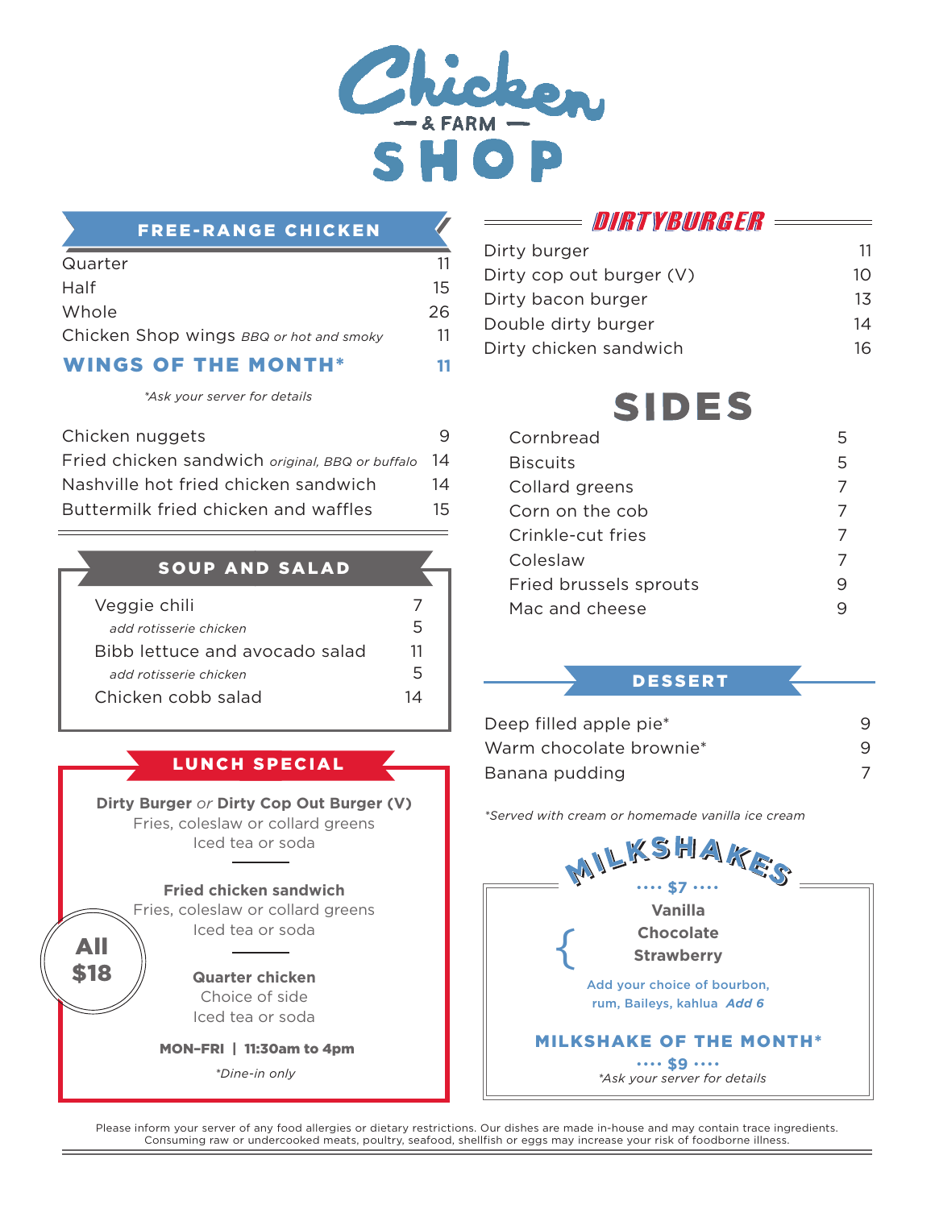# Chicken & FARM SHOP

## FREE-RANGE CHICKEN

| | |
|---|---|
| Quarter | 11 |
| Half | 15 |
| Whole | 26 |
| Chicken Shop wings *BBQ or hot and smoky* | 11 |
| **WINGS OF THE MONTH*** | **11** |

*Ask your server for details*

| | |
|---|---|
| Chicken nuggets | 9 |
| Fried chicken sandwich *original, BBQ or buffalo* | 14 |
| Nashville hot fried chicken sandwich | 14 |
| Buttermilk fried chicken and waffles | 15 |

## SOUP AND SALAD

| | |
|---|---|
| Veggie chili | 7 |
| *add rotisserie chicken* | 5 |
| Bibb lettuce and avocado salad | 11 |
| *add rotisserie chicken* | 5 |
| Chicken cobb salad | 14 |

## LUNCH SPECIAL

**All $18**

**Dirty Burger** *or* **Dirty Cop Out Burger (V)**
Fries, coleslaw or collard greens
Iced tea or soda

**Fried chicken sandwich**
Fries, coleslaw or collard greens
Iced tea or soda

**Quarter chicken**
Choice of side
Iced tea or soda

**MON-FRI | 11:30am to 4pm**

*Dine-in only*

## DIRTYBURGER

| | |
|---|---|
| Dirty burger | 11 |
| Dirty cop out burger (V) | 10 |
| Dirty bacon burger | 13 |
| Double dirty burger | 14 |
| Dirty chicken sandwich | 16 |

## SIDES

| | |
|---|---|
| Cornbread | 5 |
| Biscuits | 5 |
| Collard greens | 7 |
| Corn on the cob | 7 |
| Crinkle-cut fries | 7 |
| Coleslaw | 7 |
| Fried brussels sprouts | 9 |
| Mac and cheese | 9 |

## DESSERT

| | |
|---|---|
| Deep filled apple pie* | 9 |
| Warm chocolate brownie* | 9 |
| Banana pudding | 7 |

*Served with cream or homemade vanilla ice cream

## MILKSHAKES

**$7**

**Vanilla**
**Chocolate**
**Strawberry**

Add your choice of bourbon, rum, Baileys, kahlua *Add 6*

**MILKSHAKE OF THE MONTH***

**$9**

*Ask your server for details*

Please inform your server of any food allergies or dietary restrictions. Our dishes are made in-house and may contain trace ingredients. Consuming raw or undercooked meats, poultry, seafood, shellfish or eggs may increase your risk of foodborne illness.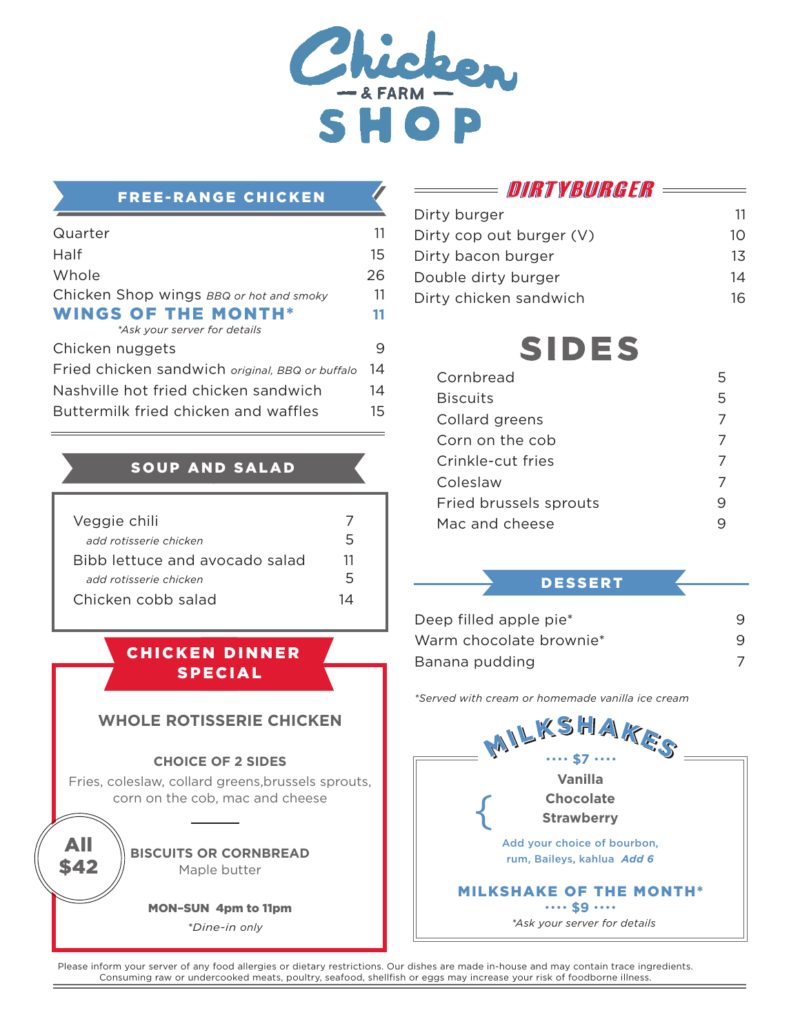# Chicken & FARM SHOP

## FREE-RANGE CHICKEN

| Item | Price |
|---|---|
| Quarter | 11 |
| Half | 15 |
| Whole | 26 |
| Chicken Shop wings *BBQ or hot and smoky* | 11 |
| **WINGS OF THE MONTH*** | **11** |

*\*Ask your server for details*

| Item | Price |
|---|---|
| Chicken nuggets | 9 |
| Fried chicken sandwich *original, BBQ or buffalo* | 14 |
| Nashville hot fried chicken sandwich | 14 |
| Buttermilk fried chicken and waffles | 15 |

## SOUP AND SALAD

| Item | Price |
|---|---|
| Veggie chili | 7 |
| *add rotisserie chicken* | 5 |
| Bibb lettuce and avocado salad | 11 |
| *add rotisserie chicken* | 5 |
| Chicken cobb salad | 14 |

## CHICKEN DINNER SPECIAL

**WHOLE ROTISSERIE CHICKEN**

**CHOICE OF 2 SIDES**

Fries, coleslaw, collard greens,brussels sprouts, corn on the cob, mac and cheese

**BISCUITS OR CORNBREAD**

Maple butter

**All $42**

**MON-SUN 4pm to 11pm**

*\*Dine-in only*

## DIRTYBURGER

| Item | Price |
|---|---|
| Dirty burger | 11 |
| Dirty cop out burger (V) | 10 |
| Dirty bacon burger | 13 |
| Double dirty burger | 14 |
| Dirty chicken sandwich | 16 |

## SIDES

| Item | Price |
|---|---|
| Cornbread | 5 |
| Biscuits | 5 |
| Collard greens | 7 |
| Corn on the cob | 7 |
| Crinkle-cut fries | 7 |
| Coleslaw | 7 |
| Fried brussels sprouts | 9 |
| Mac and cheese | 9 |

## DESSERT

| Item | Price |
|---|---|
| Deep filled apple pie* | 9 |
| Warm chocolate brownie* | 9 |
| Banana pudding | 7 |

*\*Served with cream or homemade vanilla ice cream*

## MILKSHAKES

**···· $7 ····**

- **Vanilla**
- **Chocolate**
- **Strawberry**

Add your choice of bourbon, rum, Baileys, kahlua *Add 6*

**MILKSHAKE OF THE MONTH***

**···· $9 ····**

*\*Ask your server for details*

Please inform your server of any food allergies or dietary restrictions. Our dishes are made in-house and may contain trace ingredients. Consuming raw or undercooked meats, poultry, seafood, shellfish or eggs may increase your risk of foodborne illness.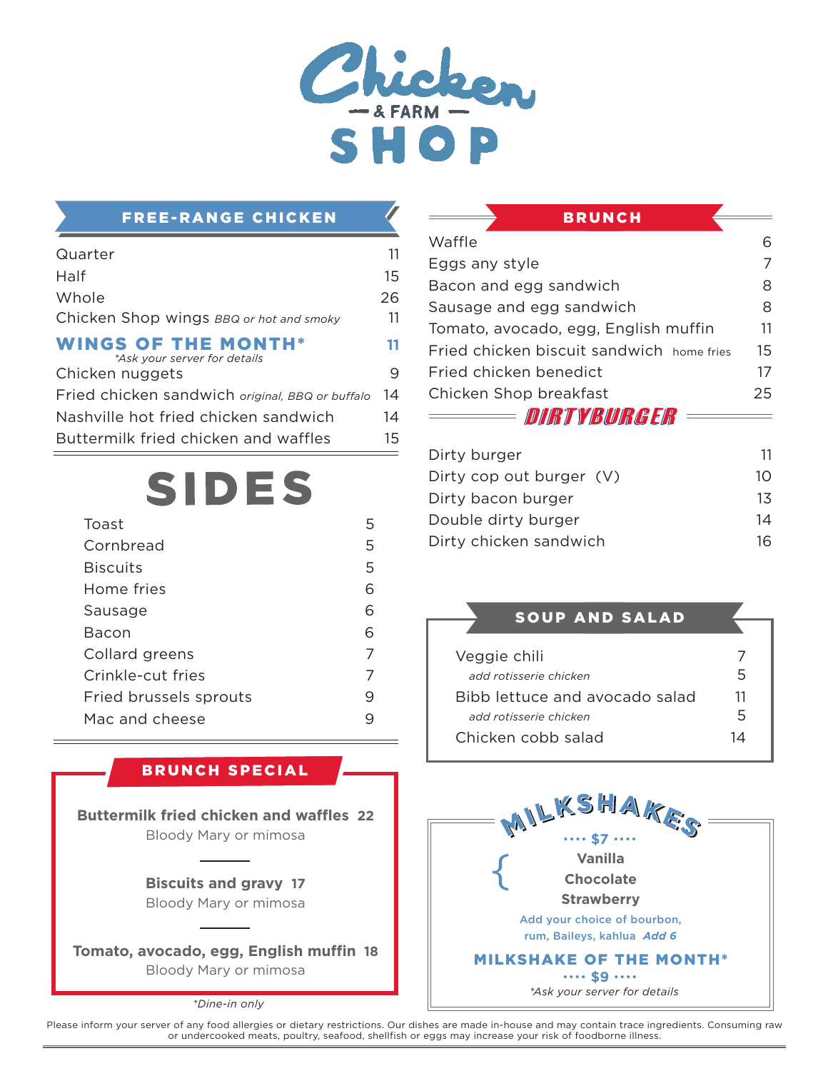# Chicken & FARM SHOP

## FREE-RANGE CHICKEN

| Item | Price |
|---|---|
| Quarter | 11 |
| Half | 15 |
| Whole | 26 |
| Chicken Shop wings *BBQ or hot and smoky* | 11 |
| **WINGS OF THE MONTH*** *\*Ask your server for details* | **11** |
| Chicken nuggets | 9 |
| Fried chicken sandwich *original, BBQ or buffalo* | 14 |
| Nashville hot fried chicken sandwich | 14 |
| Buttermilk fried chicken and waffles | 15 |

## SIDES

| Item | Price |
|---|---|
| Toast | 5 |
| Cornbread | 5 |
| Biscuits | 5 |
| Home fries | 6 |
| Sausage | 6 |
| Bacon | 6 |
| Collard greens | 7 |
| Crinkle-cut fries | 7 |
| Fried brussels sprouts | 9 |
| Mac and cheese | 9 |

## BRUNCH SPECIAL

**Buttermilk fried chicken and waffles 22**
Bloody Mary or mimosa

**Biscuits and gravy 17**
Bloody Mary or mimosa

**Tomato, avocado, egg, English muffin 18**
Bloody Mary or mimosa

*\*Dine-in only*

## BRUNCH

| Item | Price |
|---|---|
| Waffle | 6 |
| Eggs any style | 7 |
| Bacon and egg sandwich | 8 |
| Sausage and egg sandwich | 8 |
| Tomato, avocado, egg, English muffin | 11 |
| Fried chicken biscuit sandwich home fries | 15 |
| Fried chicken benedict | 17 |
| Chicken Shop breakfast | 25 |

## DIRTYBURGER

| Item | Price |
|---|---|
| Dirty burger | 11 |
| Dirty cop out burger (V) | 10 |
| Dirty bacon burger | 13 |
| Double dirty burger | 14 |
| Dirty chicken sandwich | 16 |

## SOUP AND SALAD

| Item | Price |
|---|---|
| Veggie chili | 7 |
| *add rotisserie chicken* | 5 |
| Bibb lettuce and avocado salad | 11 |
| *add rotisserie chicken* | 5 |
| Chicken cobb salad | 14 |

## MILKSHAKES

**$7**

**Vanilla**
**Chocolate**
**Strawberry**

Add your choice of bourbon, rum, Baileys, kahlua *Add 6*

**MILKSHAKE OF THE MONTH\***
**$9**
*\*Ask your server for details*

Please inform your server of any food allergies or dietary restrictions. Our dishes are made in-house and may contain trace ingredients. Consuming raw or undercooked meats, poultry, seafood, shellfish or eggs may increase your risk of foodborne illness.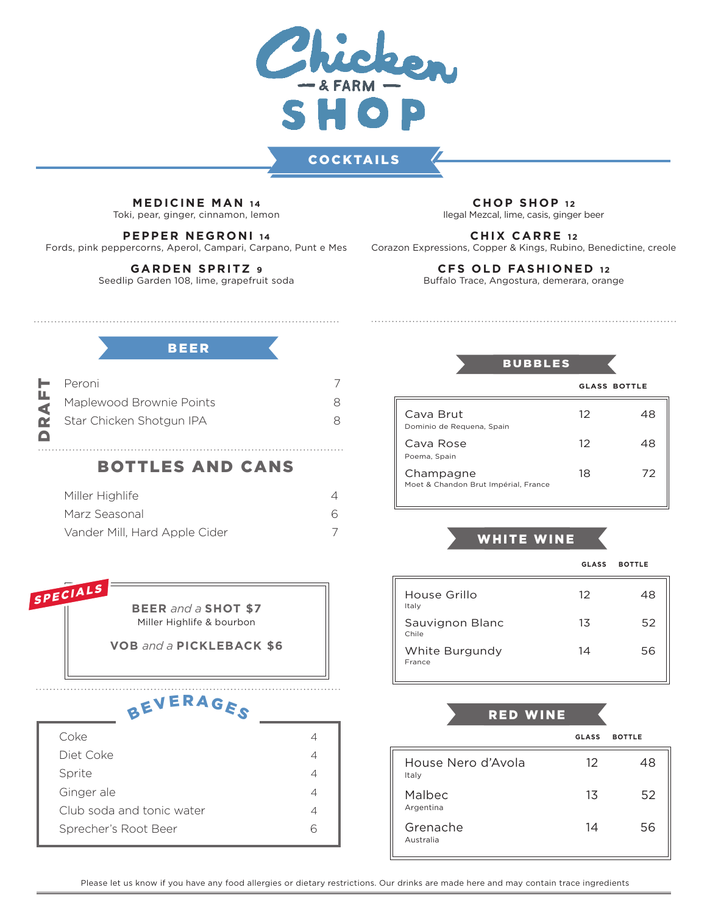# Chicken & FARM SHOP

## COCKTAILS

**MEDICINE MAN 14**
Toki, pear, ginger, cinnamon, lemon

**PEPPER NEGRONI 14**
Fords, pink peppercorns, Aperol, Campari, Carpano, Punt e Mes

**GARDEN SPRITZ 9**
Seedlip Garden 108, lime, grapefruit soda

**CHOP SHOP 12**
Ilegal Mezcal, lime, casis, ginger beer

**CHIX CARRE 12**
Corazon Expressions, Copper & Kings, Rubino, Benedictine, creole

**CFS OLD FASHIONED 12**
Buffalo Trace, Angostura, demerara, orange

## BEER

### DRAFT

| | |
|---|---|
| Peroni | 7 |
| Maplewood Brownie Points | 8 |
| Star Chicken Shotgun IPA | 8 |

### BOTTLES AND CANS

| | |
|---|---|
| Miller Highlife | 4 |
| Marz Seasonal | 6 |
| Vander Mill, Hard Apple Cider | 7 |

## SPECIALS

**BEER** *and a* **SHOT $7**
Miller Highlife & bourbon

**VOB** *and a* **PICKLEBACK $6**

## BEVERAGES

| | |
|---|---|
| Coke | 4 |
| Diet Coke | 4 |
| Sprite | 4 |
| Ginger ale | 4 |
| Club soda and tonic water | 4 |
| Sprecher's Root Beer | 6 |

## BUBBLES

| | GLASS | BOTTLE |
|---|---|---|
| Cava Brut<br>Dominio de Requena, Spain | 12 | 48 |
| Cava Rose<br>Poema, Spain | 12 | 48 |
| Champagne<br>Moet & Chandon Brut Impérial, France | 18 | 72 |

## WHITE WINE

| | GLASS | BOTTLE |
|---|---|---|
| House Grillo<br>Italy | 12 | 48 |
| Sauvignon Blanc<br>Chile | 13 | 52 |
| White Burgundy<br>France | 14 | 56 |

## RED WINE

| | GLASS | BOTTLE |
|---|---|---|
| House Nero d'Avola<br>Italy | 12 | 48 |
| Malbec<br>Argentina | 13 | 52 |
| Grenache<br>Australia | 14 | 56 |

Please let us know if you have any food allergies or dietary restrictions. Our drinks are made here and may contain trace ingredients